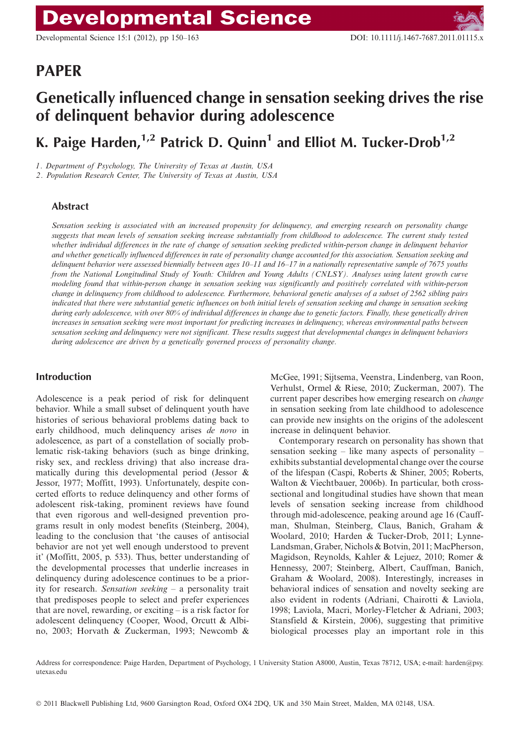# PAPER

# Genetically influenced change in sensation seeking drives the rise of delinquent behavior during adolescence

## K. Paige Harden,[1,2] Patrick D. Quinn[1] and Elliot M. Tucker-Drob[1,2]

*1. Department of Psychology, The University of Texas at Austin, USA*
*2. Population Research Center, The University of Texas at Austin, USA*

### Abstract

*Sensation seeking is associated with an increased propensity for delinquency, and emerging research on personality change suggests that mean levels of sensation seeking increase substantially from childhood to adolescence. The current study tested whether individual differences in the rate of change of sensation seeking predicted within-person change in delinquent behavior and whether genetically influenced differences in rate of personality change accounted for this association. Sensation seeking and delinquent behavior were assessed biennially between ages 10–11 and 16–17 in a nationally representative sample of 7675 youths from the National Longitudinal Study of Youth: Children and Young Adults (CNLSY). Analyses using latent growth curve modeling found that within-person change in sensation seeking was significantly and positively correlated with within-person change in delinquency from childhood to adolescence. Furthermore, behavioral genetic analyses of a subset of 2562 sibling pairs indicated that there were substantial genetic influences on both initial levels of sensation seeking and change in sensation seeking during early adolescence, with over 80% of individual differences in change due to genetic factors. Finally, these genetically driven increases in sensation seeking were most important for predicting increases in delinquency, whereas environmental paths between sensation seeking and delinquency were not significant. These results suggest that developmental changes in delinquent behaviors during adolescence are driven by a genetically governed process of personality change.*

## Introduction

Adolescence is a peak period of risk for delinquent behavior. While a small subset of delinquent youth have histories of serious behavioral problems dating back to early childhood, much delinquency arises *de novo* in adolescence, as part of a constellation of socially problematic risk-taking behaviors (such as binge drinking, risky sex, and reckless driving) that also increase dramatically during this developmental period (Jessor & Jessor, 1977; Moffitt, 1993). Unfortunately, despite concerted efforts to reduce delinquency and other forms of adolescent risk-taking, prominent reviews have found that even rigorous and well-designed prevention programs result in only modest benefits (Steinberg, 2004), leading to the conclusion that 'the causes of antisocial behavior are not yet well enough understood to prevent it' (Moffitt, 2005, p. 533). Thus, better understanding of the developmental processes that underlie increases in delinquency during adolescence continues to be a priority for research. *Sensation seeking* – a personality trait that predisposes people to select and prefer experiences that are novel, rewarding, or exciting – is a risk factor for adolescent delinquency (Cooper, Wood, Orcutt & Albino, 2003; Horvath & Zuckerman, 1993; Newcomb & McGee, 1991; Sijtsema, Veenstra, Lindenberg, van Roon, Verhulst, Ormel & Riese, 2010; Zuckerman, 2007). The current paper describes how emerging research on *change* in sensation seeking from late childhood to adolescence can provide new insights on the origins of the adolescent increase in delinquent behavior.

Contemporary research on personality has shown that sensation seeking – like many aspects of personality – exhibits substantial developmental change over the course of the lifespan (Caspi, Roberts & Shiner, 2005; Roberts, Walton & Viechtbauer, 2006b). In particular, both cross-sectional and longitudinal studies have shown that mean levels of sensation seeking increase from childhood through mid-adolescence, peaking around age 16 (Cauffman, Shulman, Steinberg, Claus, Banich, Graham & Woolard, 2010; Harden & Tucker-Drob, 2011; Lynne-Landsman, Graber, Nichols & Botvin, 2011; MacPherson, Magidson, Reynolds, Kahler & Lejuez, 2010; Romer & Hennessy, 2007; Steinberg, Albert, Cauffman, Banich, Graham & Woolard, 2008). Interestingly, increases in behavioral indices of sensation and novelty seeking are also evident in rodents (Adriani, Chairotti & Laviola, 1998; Laviola, Macri, Morley-Fletcher & Adriani, 2003; Stansfield & Kirstein, 2006), suggesting that primitive biological processes play an important role in this

Address for correspondence: Paige Harden, Department of Psychology, 1 University Station A8000, Austin, Texas 78712, USA; e-mail: harden@psy.utexas.edu

© 2011 Blackwell Publishing Ltd, 9600 Garsington Road, Oxford OX4 2DQ, UK and 350 Main Street, Malden, MA 02148, USA.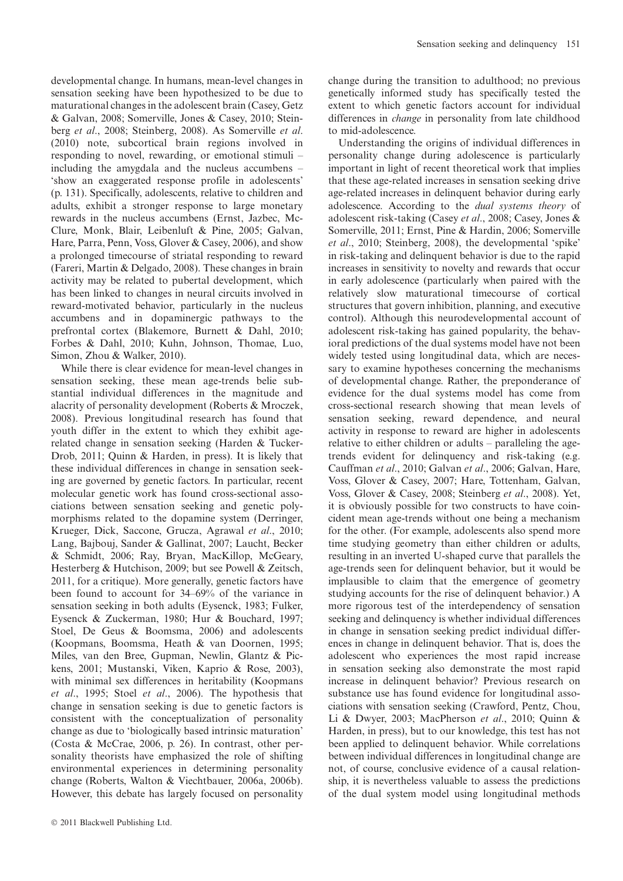developmental change. In humans, mean-level changes in sensation seeking have been hypothesized to be due to maturational changes in the adolescent brain (Casey, Getz & Galvan, 2008; Somerville, Jones & Casey, 2010; Steinberg *et al*., 2008; Steinberg, 2008). As Somerville *et al*. (2010) note, subcortical brain regions involved in responding to novel, rewarding, or emotional stimuli – including the amygdala and the nucleus accumbens – 'show an exaggerated response profile in adolescents' (p. 131). Specifically, adolescents, relative to children and adults, exhibit a stronger response to large monetary rewards in the nucleus accumbens (Ernst, Jazbec, McClure, Monk, Blair, Leibenluft & Pine, 2005; Galvan, Hare, Parra, Penn, Voss, Glover & Casey, 2006), and show a prolonged timecourse of striatal responding to reward (Fareri, Martin & Delgado, 2008). These changes in brain activity may be related to pubertal development, which has been linked to changes in neural circuits involved in reward-motivated behavior, particularly in the nucleus accumbens and in dopaminergic pathways to the prefrontal cortex (Blakemore, Burnett & Dahl, 2010; Forbes & Dahl, 2010; Kuhn, Johnson, Thomae, Luo, Simon, Zhou & Walker, 2010).

While there is clear evidence for mean-level changes in sensation seeking, these mean age-trends belie substantial individual differences in the magnitude and alacrity of personality development (Roberts & Mroczek, 2008). Previous longitudinal research has found that youth differ in the extent to which they exhibit age-related change in sensation seeking (Harden & Tucker-Drob, 2011; Quinn & Harden, in press). It is likely that these individual differences in change in sensation seeking are governed by genetic factors. In particular, recent molecular genetic work has found cross-sectional associations between sensation seeking and genetic polymorphisms related to the dopamine system (Derringer, Krueger, Dick, Saccone, Grucza, Agrawal *et al*., 2010; Lang, Bajbouj, Sander & Gallinat, 2007; Laucht, Becker & Schmidt, 2006; Ray, Bryan, MacKillop, McGeary, Hesterberg & Hutchison, 2009; but see Powell & Zeitsch, 2011, for a critique). More generally, genetic factors have been found to account for 34–69% of the variance in sensation seeking in both adults (Eysenck, 1983; Fulker, Eysenck & Zuckerman, 1980; Hur & Bouchard, 1997; Stoel, De Geus & Boomsma, 2006) and adolescents (Koopmans, Boomsma, Heath & van Doornen, 1995; Miles, van den Bree, Gupman, Newlin, Glantz & Pickens, 2001; Mustanski, Viken, Kaprio & Rose, 2003), with minimal sex differences in heritability (Koopmans *et al*., 1995; Stoel *et al*., 2006). The hypothesis that change in sensation seeking is due to genetic factors is consistent with the conceptualization of personality change as due to 'biologically based intrinsic maturation' (Costa & McCrae, 2006, p. 26). In contrast, other personality theorists have emphasized the role of shifting environmental experiences in determining personality change (Roberts, Walton & Viechtbauer, 2006a, 2006b). However, this debate has largely focused on personality change during the transition to adulthood; no previous genetically informed study has specifically tested the extent to which genetic factors account for individual differences in *change* in personality from late childhood to mid-adolescence.

Understanding the origins of individual differences in personality change during adolescence is particularly important in light of recent theoretical work that implies that these age-related increases in sensation seeking drive age-related increases in delinquent behavior during early adolescence. According to the *dual systems theory* of adolescent risk-taking (Casey *et al*., 2008; Casey, Jones & Somerville, 2011; Ernst, Pine & Hardin, 2006; Somerville *et al*., 2010; Steinberg, 2008), the developmental 'spike' in risk-taking and delinquent behavior is due to the rapid increases in sensitivity to novelty and rewards that occur in early adolescence (particularly when paired with the relatively slow maturational timecourse of cortical structures that govern inhibition, planning, and executive control). Although this neurodevelopmental account of adolescent risk-taking has gained popularity, the behavioral predictions of the dual systems model have not been widely tested using longitudinal data, which are necessary to examine hypotheses concerning the mechanisms of developmental change. Rather, the preponderance of evidence for the dual systems model has come from cross-sectional research showing that mean levels of sensation seeking, reward dependence, and neural activity in response to reward are higher in adolescents relative to either children or adults – paralleling the age-trends evident for delinquency and risk-taking (e.g. Cauffman *et al*., 2010; Galvan *et al*., 2006; Galvan, Hare, Voss, Glover & Casey, 2007; Hare, Tottenham, Galvan, Voss, Glover & Casey, 2008; Steinberg *et al*., 2008). Yet, it is obviously possible for two constructs to have coincident mean age-trends without one being a mechanism for the other. (For example, adolescents also spend more time studying geometry than either children or adults, resulting in an inverted U-shaped curve that parallels the age-trends seen for delinquent behavior, but it would be implausible to claim that the emergence of geometry studying accounts for the rise of delinquent behavior.) A more rigorous test of the interdependency of sensation seeking and delinquency is whether individual differences in change in sensation seeking predict individual differences in change in delinquent behavior. That is, does the adolescent who experiences the most rapid increase in sensation seeking also demonstrate the most rapid increase in delinquent behavior? Previous research on substance use has found evidence for longitudinal associations with sensation seeking (Crawford, Pentz, Chou, Li & Dwyer, 2003; MacPherson *et al*., 2010; Quinn & Harden, in press), but to our knowledge, this test has not been applied to delinquent behavior. While correlations between individual differences in longitudinal change are not, of course, conclusive evidence of a causal relationship, it is nevertheless valuable to assess the predictions of the dual system model using longitudinal methods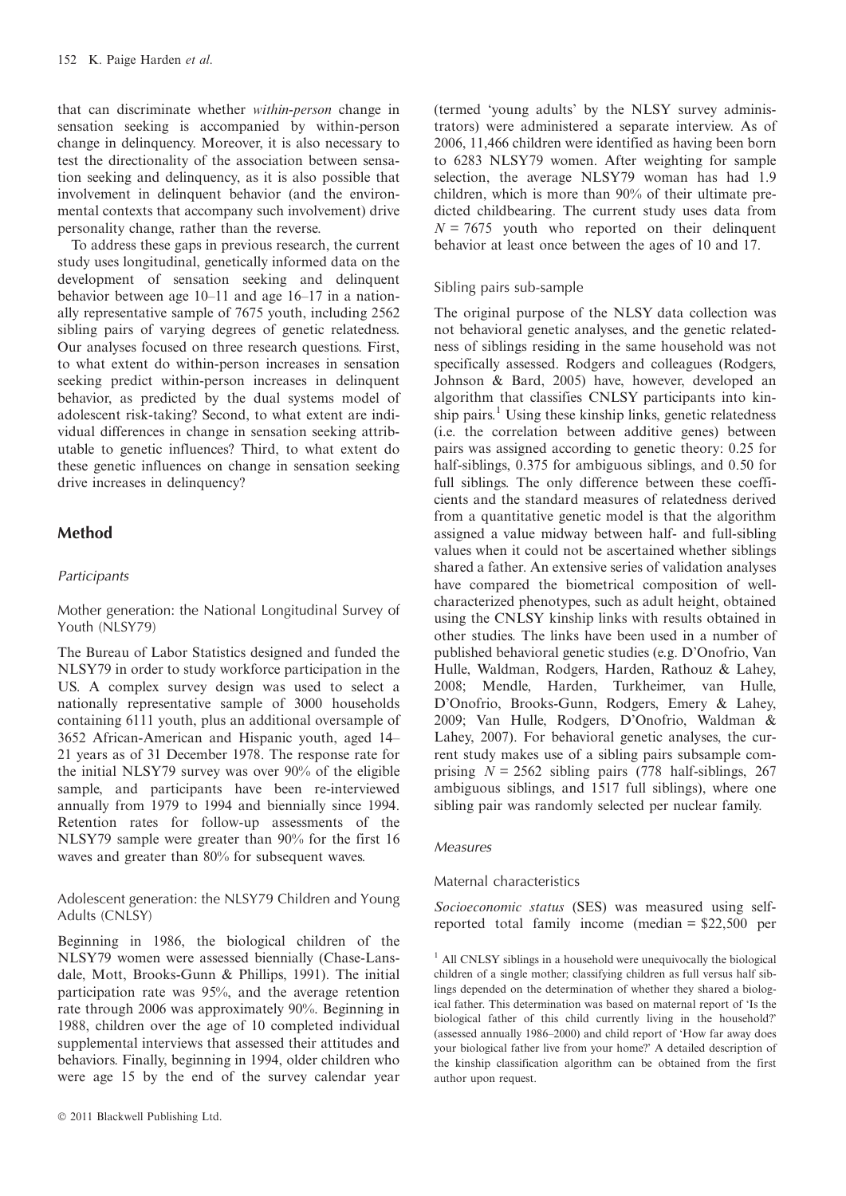that can discriminate whether *within-person* change in sensation seeking is accompanied by within-person change in delinquency. Moreover, it is also necessary to test the directionality of the association between sensation seeking and delinquency, as it is also possible that involvement in delinquent behavior (and the environmental contexts that accompany such involvement) drive personality change, rather than the reverse.

To address these gaps in previous research, the current study uses longitudinal, genetically informed data on the development of sensation seeking and delinquent behavior between age 10–11 and age 16–17 in a nationally representative sample of 7675 youth, including 2562 sibling pairs of varying degrees of genetic relatedness. Our analyses focused on three research questions. First, to what extent do within-person increases in sensation seeking predict within-person increases in delinquent behavior, as predicted by the dual systems model of adolescent risk-taking? Second, to what extent are individual differences in change in sensation seeking attributable to genetic influences? Third, to what extent do these genetic influences on change in sensation seeking drive increases in delinquency?

## Method

### *Participants*

#### Mother generation: the National Longitudinal Survey of Youth (NLSY79)

The Bureau of Labor Statistics designed and funded the NLSY79 in order to study workforce participation in the US. A complex survey design was used to select a nationally representative sample of 3000 households containing 6111 youth, plus an additional oversample of 3652 African-American and Hispanic youth, aged 14–21 years as of 31 December 1978. The response rate for the initial NLSY79 survey was over 90% of the eligible sample, and participants have been re-interviewed annually from 1979 to 1994 and biennially since 1994. Retention rates for follow-up assessments of the NLSY79 sample were greater than 90% for the first 16 waves and greater than 80% for subsequent waves.

#### Adolescent generation: the NLSY79 Children and Young Adults (CNLSY)

Beginning in 1986, the biological children of the NLSY79 women were assessed biennially (Chase-Lansdale, Mott, Brooks-Gunn & Phillips, 1991). The initial participation rate was 95%, and the average retention rate through 2006 was approximately 90%. Beginning in 1988, children over the age of 10 completed individual supplemental interviews that assessed their attitudes and behaviors. Finally, beginning in 1994, older children who were age 15 by the end of the survey calendar year (termed 'young adults' by the NLSY survey administrators) were administered a separate interview. As of 2006, 11,466 children were identified as having been born to 6283 NLSY79 women. After weighting for sample selection, the average NLSY79 woman has had 1.9 children, which is more than 90% of their ultimate predicted childbearing. The current study uses data from $N = 7675$ youth who reported on their delinquent behavior at least once between the ages of 10 and 17.

#### Sibling pairs sub-sample

The original purpose of the NLSY data collection was not behavioral genetic analyses, and the genetic relatedness of siblings residing in the same household was not specifically assessed. Rodgers and colleagues (Rodgers, Johnson & Bard, 2005) have, however, developed an algorithm that classifies CNLSY participants into kinship pairs.[1] Using these kinship links, genetic relatedness (i.e. the correlation between additive genes) between pairs was assigned according to genetic theory: 0.25 for half-siblings, 0.375 for ambiguous siblings, and 0.50 for full siblings. The only difference between these coefficients and the standard measures of relatedness derived from a quantitative genetic model is that the algorithm assigned a value midway between half- and full-sibling values when it could not be ascertained whether siblings shared a father. An extensive series of validation analyses have compared the biometrical composition of well-characterized phenotypes, such as adult height, obtained using the CNLSY kinship links with results obtained in other studies. The links have been used in a number of published behavioral genetic studies (e.g. D'Onofrio, Van Hulle, Waldman, Rodgers, Harden, Rathouz & Lahey, 2008; Mendle, Harden, Turkheimer, van Hulle, D'Onofrio, Brooks-Gunn, Rodgers, Emery & Lahey, 2009; Van Hulle, Rodgers, D'Onofrio, Waldman & Lahey, 2007). For behavioral genetic analyses, the current study makes use of a sibling pairs subsample comprising $N = 2562$ sibling pairs (778 half-siblings, 267 ambiguous siblings, and 1517 full siblings), where one sibling pair was randomly selected per nuclear family.

### *Measures*

#### Maternal characteristics

*Socioeconomic status* (SES) was measured using self-reported total family income (median = \$22,500 per

[1] All CNLSY siblings in a household were unequivocally the biological children of a single mother; classifying children as full versus half siblings depended on the determination of whether they shared a biological father. This determination was based on maternal report of 'Is the biological father of this child currently living in the household?' (assessed annually 1986–2000) and child report of 'How far away does your biological father live from your home?' A detailed description of the kinship classification algorithm can be obtained from the first author upon request.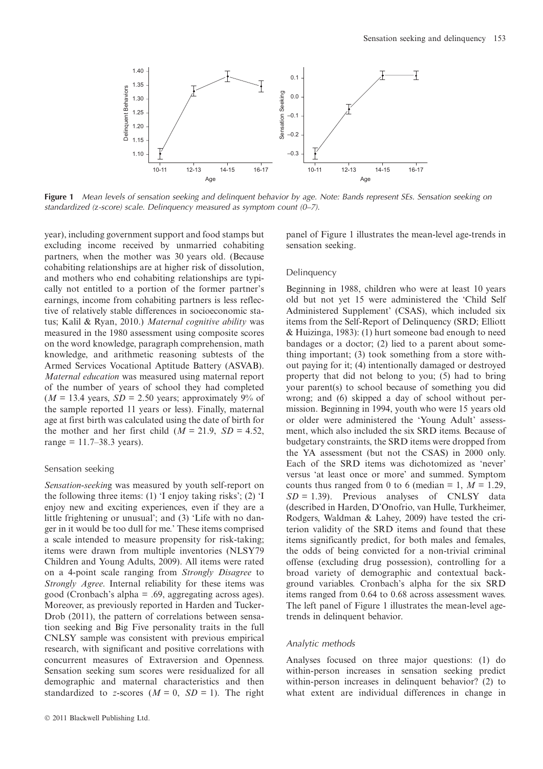**Figure 1** *Mean levels of sensation seeking and delinquent behavior by age. Note: Bands represent SEs. Sensation seeking on standardized (z-score) scale. Delinquency measured as symptom count (0–7).*

year), including government support and food stamps but excluding income received by unmarried cohabiting partners, when the mother was 30 years old. (Because cohabiting relationships are at higher risk of dissolution, and mothers who end cohabiting relationships are typically not entitled to a portion of the former partner's earnings, income from cohabiting partners is less reflective of relatively stable differences in socioeconomic status; Kalil & Ryan, 2010.) *Maternal cognitive ability* was measured in the 1980 assessment using composite scores on the word knowledge, paragraph comprehension, math knowledge, and arithmetic reasoning subtests of the Armed Services Vocational Aptitude Battery (ASVAB). *Maternal education* was measured using maternal report of the number of years of school they had completed ($M = 13.4$ years, $SD = 2.50$ years; approximately 9% of the sample reported 11 years or less). Finally, maternal age at first birth was calculated using the date of birth for the mother and her first child ($M = 21.9$, $SD = 4.52$, range = 11.7–38.3 years).

### Sensation seeking

*Sensation-seeking* was measured by youth self-report on the following three items: (1) 'I enjoy taking risks'; (2) 'I enjoy new and exciting experiences, even if they are a little frightening or unusual'; and (3) 'Life with no danger in it would be too dull for me.' These items comprised a scale intended to measure propensity for risk-taking; items were drawn from multiple inventories (NLSY79 Children and Young Adults, 2009). All items were rated on a 4-point scale ranging from *Strongly Disagree* to *Strongly Agree*. Internal reliability for these items was good (Cronbach's alpha = .69, aggregating across ages). Moreover, as previously reported in Harden and Tucker-Drob (2011), the pattern of correlations between sensation seeking and Big Five personality traits in the full CNLSY sample was consistent with previous empirical research, with significant and positive correlations with concurrent measures of Extraversion and Openness. Sensation seeking sum scores were residualized for all demographic and maternal characteristics and then standardized to $z$-scores ($M = 0$, $SD = 1$). The right panel of Figure 1 illustrates the mean-level age-trends in sensation seeking.

### Delinquency

Beginning in 1988, children who were at least 10 years old but not yet 15 were administered the 'Child Self Administered Supplement' (CSAS), which included six items from the Self-Report of Delinquency (SRD; Elliott & Huizinga, 1983): (1) hurt someone bad enough to need bandages or a doctor; (2) lied to a parent about something important; (3) took something from a store without paying for it; (4) intentionally damaged or destroyed property that did not belong to you; (5) had to bring your parent(s) to school because of something you did wrong; and (6) skipped a day of school without permission. Beginning in 1994, youth who were 15 years old or older were administered the 'Young Adult' assessment, which also included the six SRD items. Because of budgetary constraints, the SRD items were dropped from the YA assessment (but not the CSAS) in 2000 only. Each of the SRD items was dichotomized as 'never' versus 'at least once or more' and summed. Symptom counts thus ranged from 0 to 6 (median = 1, $M = 1.29$, $SD = 1.39$). Previous analyses of CNLSY data (described in Harden, D'Onofrio, van Hulle, Turkheimer, Rodgers, Waldman & Lahey, 2009) have tested the criterion validity of the SRD items and found that these items significantly predict, for both males and females, the odds of being convicted for a non-trivial criminal offense (excluding drug possession), controlling for a broad variety of demographic and contextual background variables. Cronbach's alpha for the six SRD items ranged from 0.64 to 0.68 across assessment waves. The left panel of Figure 1 illustrates the mean-level age-trends in delinquent behavior.

### *Analytic methods*

Analyses focused on three major questions: (1) do within-person increases in sensation seeking predict within-person increases in delinquent behavior? (2) to what extent are individual differences in change in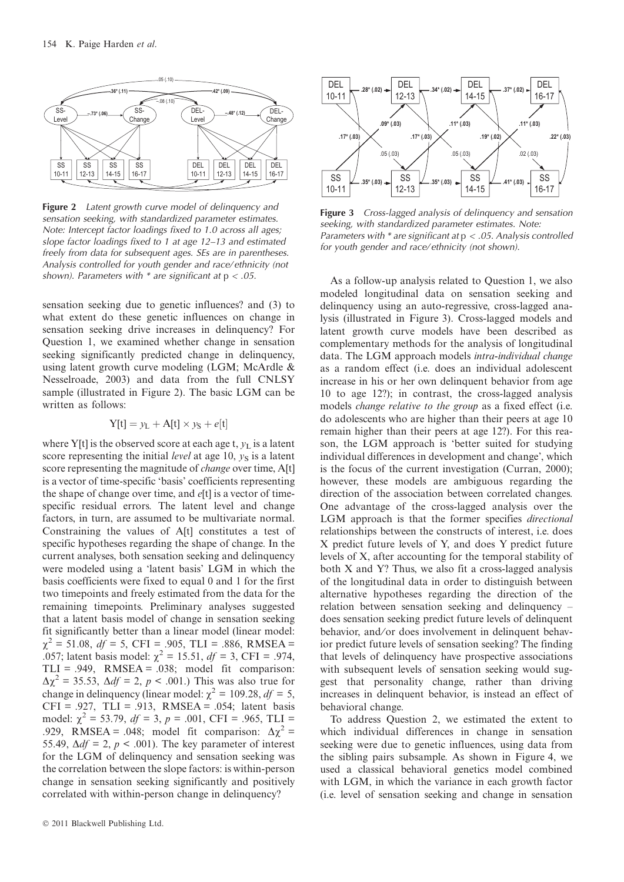**Figure 2** *Latent growth curve model of delinquency and sensation seeking, with standardized parameter estimates. Note: Intercept factor loadings fixed to 1.0 across all ages; slope factor loadings fixed to 1 at age 12–13 and estimated freely from data for subsequent ages. SEs are in parentheses. Analysis controlled for youth gender and race/ethnicity (not shown). Parameters with * are significant at* p *< .05.*

**Figure 3** *Cross-lagged analysis of delinquency and sensation seeking, with standardized parameter estimates. Note: Parameters with * are significant at* p *< .05. Analysis controlled for youth gender and race/ethnicity (not shown).*

sensation seeking due to genetic influences? and (3) to what extent do these genetic influences on change in sensation seeking drive increases in delinquency? For Question 1, we examined whether change in sensation seeking significantly predicted change in delinquency, using latent growth curve modeling (LGM; McArdle & Nesselroade, 2003) and data from the full CNLSY sample (illustrated in Figure 2). The basic LGM can be written as follows:

$$Y[t] = y_L + A[t] \times y_S + e[t]$$

where Y[t] is the observed score at each age t, $y_L$ is a latent score representing the initial *level* at age 10, $y_S$ is a latent score representing the magnitude of *change* over time, A[t] is a vector of time-specific 'basis' coefficients representing the shape of change over time, and *e*[t] is a vector of time-specific residual errors. The latent level and change factors, in turn, are assumed to be multivariate normal. Constraining the values of A[t] constitutes a test of specific hypotheses regarding the shape of change. In the current analyses, both sensation seeking and delinquency were modeled using a 'latent basis' LGM in which the basis coefficients were fixed to equal 0 and 1 for the first two timepoints and freely estimated from the data for the remaining timepoints. Preliminary analyses suggested that a latent basis model of change in sensation seeking fit significantly better than a linear model (linear model: $\chi^2 = 51.08$, $df = 5$, CFI = .905, TLI = .886, RMSEA = .057; latent basis model: $\chi^2 = 15.51$, $df = 3$, CFI = .974, TLI = .949, RMSEA = .038; model fit comparison: $\Delta\chi^2 = 35.53$, $\Delta df = 2$, $p < .001$.) This was also true for change in delinquency (linear model: $\chi^2 = 109.28$, $df = 5$, CFI = .927, TLI = .913, RMSEA = .054; latent basis model: $\chi^2 = 53.79$, $df = 3$, $p = .001$, CFI = .965, TLI = .929, RMSEA = .048; model fit comparison: $\Delta\chi^2 = 55.49$, $\Delta df = 2$, $p < .001$). The key parameter of interest for the LGM of delinquency and sensation seeking was the correlation between the slope factors: is within-person change in sensation seeking significantly and positively correlated with within-person change in delinquency?

As a follow-up analysis related to Question 1, we also modeled longitudinal data on sensation seeking and delinquency using an auto-regressive, cross-lagged analysis (illustrated in Figure 3). Cross-lagged models and latent growth curve models have been described as complementary methods for the analysis of longitudinal data. The LGM approach models *intra-individual change* as a random effect (i.e. does an individual adolescent increase in his or her own delinquent behavior from age 10 to age 12?); in contrast, the cross-lagged analysis models *change relative to the group* as a fixed effect (i.e. do adolescents who are higher than their peers at age 10 remain higher than their peers at age 12?). For this reason, the LGM approach is 'better suited for studying individual differences in development and change', which is the focus of the current investigation (Curran, 2000); however, these models are ambiguous regarding the direction of the association between correlated changes. One advantage of the cross-lagged analysis over the LGM approach is that the former specifies *directional* relationships between the constructs of interest, i.e. does X predict future levels of Y, and does Y predict future levels of X, after accounting for the temporal stability of both X and Y? Thus, we also fit a cross-lagged analysis of the longitudinal data in order to distinguish between alternative hypotheses regarding the direction of the relation between sensation seeking and delinquency – does sensation seeking predict future levels of delinquent behavior, and/or does involvement in delinquent behavior predict future levels of sensation seeking? The finding that levels of delinquency have prospective associations with subsequent levels of sensation seeking would suggest that personality change, rather than driving increases in delinquent behavior, is instead an effect of behavioral change.

To address Question 2, we estimated the extent to which individual differences in change in sensation seeking were due to genetic influences, using data from the sibling pairs subsample. As shown in Figure 4, we used a classical behavioral genetics model combined with LGM, in which the variance in each growth factor (i.e. level of sensation seeking and change in sensation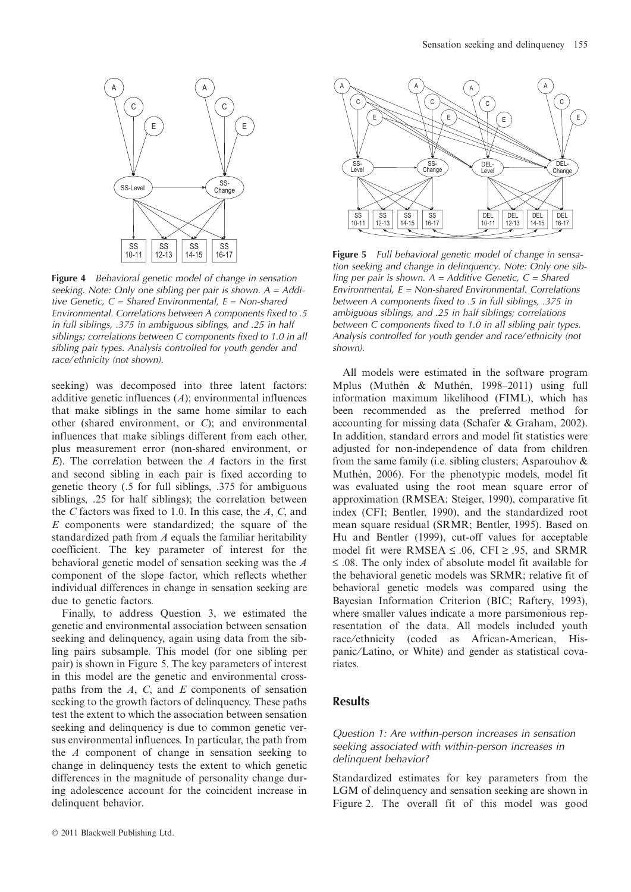**Figure 4** *Behavioral genetic model of change in sensation seeking. Note: Only one sibling per pair is shown. A = Additive Genetic, C = Shared Environmental, E = Non-shared Environmental. Correlations between A components fixed to .5 in full siblings, .375 in ambiguous siblings, and .25 in half siblings; correlations between C components fixed to 1.0 in all sibling pair types. Analysis controlled for youth gender and race/ethnicity (not shown).*

seeking) was decomposed into three latent factors: additive genetic influences (*A*); environmental influences that make siblings in the same home similar to each other (shared environment, or *C*); and environmental influences that make siblings different from each other, plus measurement error (non-shared environment, or *E*). The correlation between the *A* factors in the first and second sibling in each pair is fixed according to genetic theory (.5 for full siblings, .375 for ambiguous siblings, .25 for half siblings); the correlation between the *C* factors was fixed to 1.0. In this case, the *A*, *C*, and *E* components were standardized; the square of the standardized path from *A* equals the familiar heritability coefficient. The key parameter of interest for the behavioral genetic model of sensation seeking was the *A* component of the slope factor, which reflects whether individual differences in change in sensation seeking are due to genetic factors.

Finally, to address Question 3, we estimated the genetic and environmental association between sensation seeking and delinquency, again using data from the sibling pairs subsample. This model (for one sibling per pair) is shown in Figure 5. The key parameters of interest in this model are the genetic and environmental cross-paths from the *A*, *C*, and *E* components of sensation seeking to the growth factors of delinquency. These paths test the extent to which the association between sensation seeking and delinquency is due to common genetic versus environmental influences. In particular, the path from the *A* component of change in sensation seeking to change in delinquency tests the extent to which genetic differences in the magnitude of personality change during adolescence account for the coincident increase in delinquent behavior.

**Figure 5** *Full behavioral genetic model of change in sensation seeking and change in delinquency. Note: Only one sibling per pair is shown. A = Additive Genetic, C = Shared Environmental, E = Non-shared Environmental. Correlations between A components fixed to .5 in full siblings, .375 in ambiguous siblings, and .25 in half siblings; correlations between C components fixed to 1.0 in all sibling pair types. Analysis controlled for youth gender and race/ethnicity (not shown).*

All models were estimated in the software program Mplus (Muthén & Muthén, 1998–2011) using full information maximum likelihood (FIML), which has been recommended as the preferred method for accounting for missing data (Schafer & Graham, 2002). In addition, standard errors and model fit statistics were adjusted for non-independence of data from children from the same family (i.e. sibling clusters; Asparouhov & Muthén, 2006). For the phenotypic models, model fit was evaluated using the root mean square error of approximation (RMSEA; Steiger, 1990), comparative fit index (CFI; Bentler, 1990), and the standardized root mean square residual (SRMR; Bentler, 1995). Based on Hu and Bentler (1999), cut-off values for acceptable model fit were RMSEA $\leq$ .06, CFI $\geq$ .95, and SRMR $\leq$ .08. The only index of absolute model fit available for the behavioral genetic models was SRMR; relative fit of behavioral genetic models was compared using the Bayesian Information Criterion (BIC; Raftery, 1993), where smaller values indicate a more parsimonious representation of the data. All models included youth race/ethnicity (coded as African-American, Hispanic/Latino, or White) and gender as statistical covariates.

## Results

### *Question 1: Are within-person increases in sensation seeking associated with within-person increases in delinquent behavior?*

Standardized estimates for key parameters from the LGM of delinquency and sensation seeking are shown in Figure 2. The overall fit of this model was good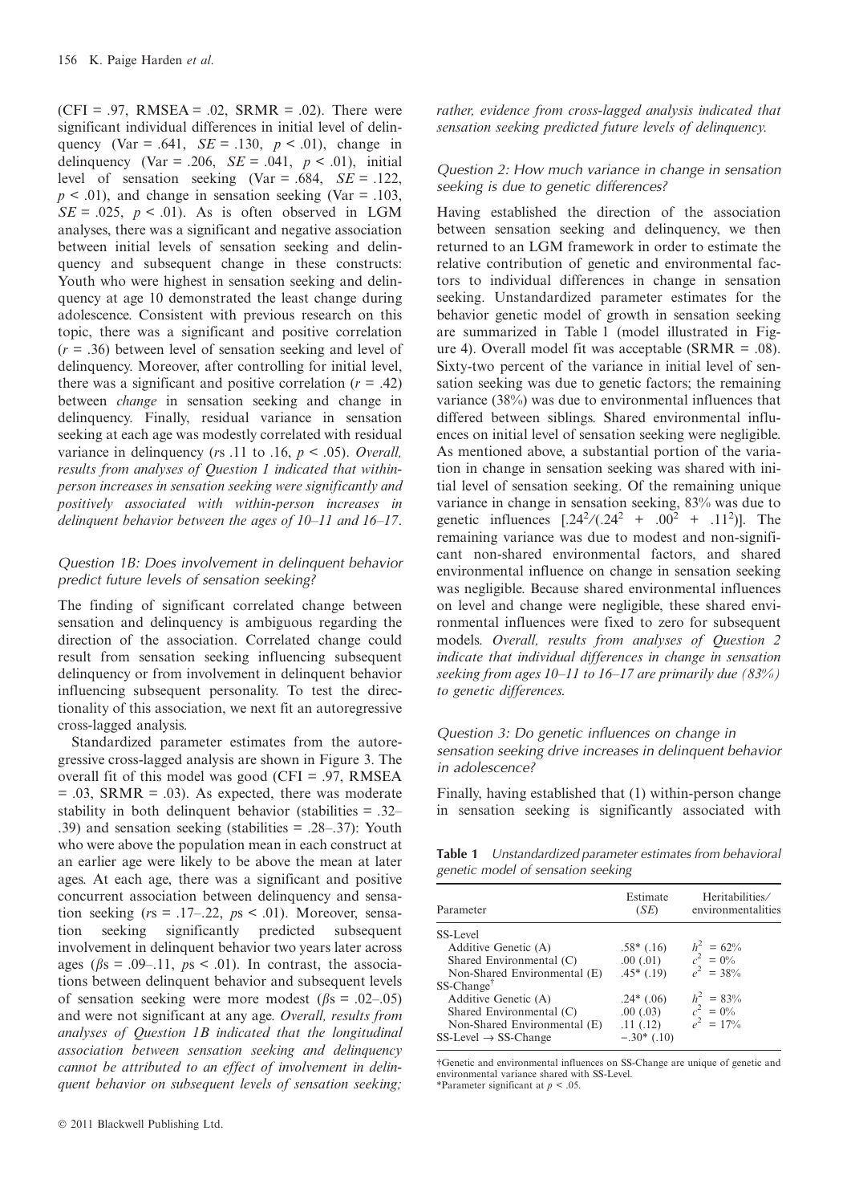(CFI = .97, RMSEA = .02, SRMR = .02). There were significant individual differences in initial level of delinquency (Var = .641, *SE* = .130, $p < .01$), change in delinquency (Var = .206, *SE* = .041, $p < .01$), initial level of sensation seeking (Var = .684, *SE* = .122, $p < .01$), and change in sensation seeking (Var = .103, *SE* = .025, $p < .01$). As is often observed in LGM analyses, there was a significant and negative association between initial levels of sensation seeking and delinquency and subsequent change in these constructs: Youth who were highest in sensation seeking and delinquency at age 10 demonstrated the least change during adolescence. Consistent with previous research on this topic, there was a significant and positive correlation ($r = .36$) between level of sensation seeking and level of delinquency. Moreover, after controlling for initial level, there was a significant and positive correlation ($r = .42$) between *change* in sensation seeking and change in delinquency. Finally, residual variance in sensation seeking at each age was modestly correlated with residual variance in delinquency (*r*s .11 to .16, $p < .05$). *Overall, results from analyses of Question 1 indicated that within-person increases in sensation seeking were significantly and positively associated with within-person increases in delinquent behavior between the ages of 10–11 and 16–17*.

### Question 1B: Does involvement in delinquent behavior predict future levels of sensation seeking?

The finding of significant correlated change between sensation and delinquency is ambiguous regarding the direction of the association. Correlated change could result from sensation seeking influencing subsequent delinquency or from involvement in delinquent behavior influencing subsequent personality. To test the directionality of this association, we next fit an autoregressive cross-lagged analysis.

Standardized parameter estimates from the autoregressive cross-lagged analysis are shown in Figure 3. The overall fit of this model was good (CFI = .97, RMSEA = .03, SRMR = .03). As expected, there was moderate stability in both delinquent behavior (stabilities = .32–.39) and sensation seeking (stabilities = .28–.37): Youth who were above the population mean in each construct at an earlier age were likely to be above the mean at later ages. At each age, there was a significant and positive concurrent association between delinquency and sensation seeking (*r*s = .17–.22, *p*s < .01). Moreover, sensation seeking significantly predicted subsequent involvement in delinquent behavior two years later across ages ($\beta$s = .09–.11, *p*s < .01). In contrast, the associations between delinquent behavior and subsequent levels of sensation seeking were more modest ($\beta$s = .02–.05) and were not significant at any age. *Overall, results from analyses of Question 1B indicated that the longitudinal association between sensation seeking and delinquency cannot be attributed to an effect of involvement in delinquent behavior on subsequent levels of sensation seeking; rather, evidence from cross-lagged analysis indicated that sensation seeking predicted future levels of delinquency.*

### Question 2: How much variance in change in sensation seeking is due to genetic differences?

Having established the direction of the association between sensation seeking and delinquency, we then returned to an LGM framework in order to estimate the relative contribution of genetic and environmental factors to individual differences in change in sensation seeking. Unstandardized parameter estimates for the behavior genetic model of growth in sensation seeking are summarized in Table 1 (model illustrated in Figure 4). Overall model fit was acceptable (SRMR = .08). Sixty-two percent of the variance in initial level of sensation seeking was due to genetic factors; the remaining variance (38%) was due to environmental influences that differed between siblings. Shared environmental influences on initial level of sensation seeking were negligible. As mentioned above, a substantial portion of the variation in change in sensation seeking was shared with initial level of sensation seeking. Of the remaining unique variance in change in sensation seeking, 83% was due to genetic influences $[.24^2/(.24^2 + .00^2 + .11^2)]$. The remaining variance was due to modest and non-significant non-shared environmental factors, and shared environmental influence on change in sensation seeking was negligible. Because shared environmental influences on level and change were negligible, these shared environmental influences were fixed to zero for subsequent models. *Overall, results from analyses of Question 2 indicate that individual differences in change in sensation seeking from ages 10–11 to 16–17 are primarily due (83%) to genetic differences.*

### Question 3: Do genetic influences on change in sensation seeking drive increases in delinquent behavior in adolescence?

Finally, having established that (1) within-person change in sensation seeking is significantly associated with

**Table 1** *Unstandardized parameter estimates from behavioral genetic model of sensation seeking*

| Parameter | Estimate (*SE*) | Heritabilities/ environmentalities |
|---|---|---|
| SS-Level | | |
| Additive Genetic (A) | .58* (.16) | $h^2$ = 62% |
| Shared Environmental (C) | .00 (.01) | $c^2$ = 0% |
| Non-Shared Environmental (E) | .45* (.19) | $e^2$ = 38% |
| SS-Change† | | |
| Additive Genetic (A) | .24* (.06) | $h^2$ = 83% |
| Shared Environmental (C) | .00 (.03) | $c^2$ = 0% |
| Non-Shared Environmental (E) | .11 (.12) | $e^2$ = 17% |
| SS-Level → SS-Change | −.30* (.10) | |

†Genetic and environmental influences on SS-Change are unique of genetic and environmental variance shared with SS-Level.
*Parameter significant at $p < .05$.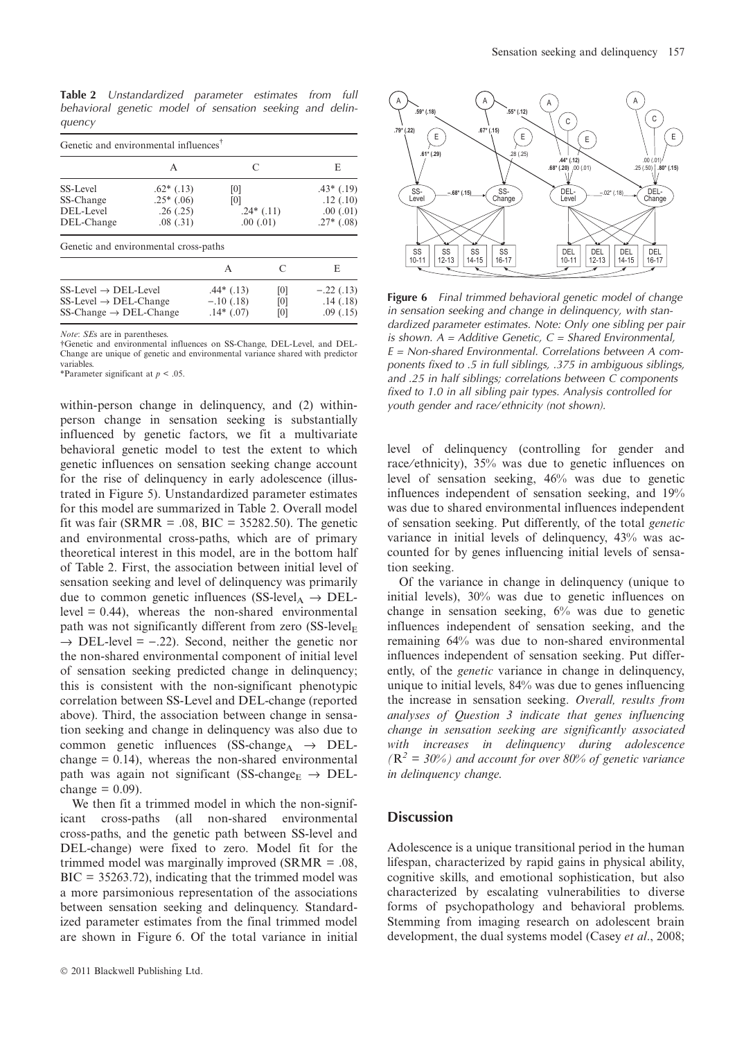**Table 2** *Unstandardized parameter estimates from full behavioral genetic model of sensation seeking and delinquency*

| Genetic and environmental influences† | | | |
|---|---|---|---|
| | A | C | E |
| SS-Level | .62* (.13) | [0] | .43* (.19) |
| SS-Change | .25* (.06) | [0] | .12 (.10) |
| DEL-Level | .26 (.25) | .24* (.11) | .00 (.01) |
| DEL-Change | .08 (.31) | .00 (.01) | .27* (.08) |

| Genetic and environmental cross-paths | | | |
|---|---|---|---|
| | A | C | E |
| SS-Level → DEL-Level | .44* (.13) | [0] | −.22 (.13) |
| SS-Level → DEL-Change | −.10 (.18) | [0] | .14 (.18) |
| SS-Change → DEL-Change | .14* (.07) | [0] | .09 (.15) |

*Note*: *SE*s are in parentheses.
†Genetic and environmental influences on SS-Change, DEL-Level, and DEL-Change are unique of genetic and environmental variance shared with predictor variables.
*Parameter significant at $p < .05$.

within-person change in delinquency, and (2) within-person change in sensation seeking is substantially influenced by genetic factors, we fit a multivariate behavioral genetic model to test the extent to which genetic influences on sensation seeking change account for the rise of delinquency in early adolescence (illustrated in Figure 5). Unstandardized parameter estimates for this model are summarized in Table 2. Overall model fit was fair (SRMR = .08, BIC = 35282.50). The genetic and environmental cross-paths, which are of primary theoretical interest in this model, are in the bottom half of Table 2. First, the association between initial level of sensation seeking and level of delinquency was primarily due to common genetic influences ($\text{SS-level}_A \rightarrow \text{DEL-level} = 0.44$), whereas the non-shared environmental path was not significantly different from zero ($\text{SS-level}_E \rightarrow \text{DEL-level} = -.22$). Second, neither the genetic nor the non-shared environmental component of initial level of sensation seeking predicted change in delinquency; this is consistent with the non-significant phenotypic correlation between SS-Level and DEL-change (reported above). Third, the association between change in sensation seeking and change in delinquency was also due to common genetic influences ($\text{SS-change}_A \rightarrow \text{DEL-change} = 0.14$), whereas the non-shared environmental path was again not significant ($\text{SS-change}_E \rightarrow \text{DEL-change} = 0.09$).

We then fit a trimmed model in which the non-significant cross-paths (all non-shared environmental cross-paths, and the genetic path between SS-level and DEL-change) were fixed to zero. Model fit for the trimmed model was marginally improved (SRMR = .08, BIC = 35263.72), indicating that the trimmed model was a more parsimonious representation of the associations between sensation seeking and delinquency. Standardized parameter estimates from the final trimmed model are shown in Figure 6. Of the total variance in initial level of delinquency (controlling for gender and race/ethnicity), 35% was due to genetic influences on level of sensation seeking, 46% was due to genetic influences independent of sensation seeking, and 19% was due to shared environmental influences independent of sensation seeking. Put differently, of the total *genetic* variance in initial levels of delinquency, 43% was accounted for by genes influencing initial levels of sensation seeking.

**Figure 6** *Final trimmed behavioral genetic model of change in sensation seeking and change in delinquency, with standardized parameter estimates. Note: Only one sibling per pair is shown. A = Additive Genetic, C = Shared Environmental, E = Non-shared Environmental. Correlations between A components fixed to .5 in full siblings, .375 in ambiguous siblings, and .25 in half siblings; correlations between C components fixed to 1.0 in all sibling pair types. Analysis controlled for youth gender and race/ethnicity (not shown).*

Of the variance in change in delinquency (unique to initial levels), 30% was due to genetic influences on change in sensation seeking, 6% was due to genetic influences independent of sensation seeking, and the remaining 64% was due to non-shared environmental influences independent of sensation seeking. Put differently, of the *genetic* variance in change in delinquency, unique to initial levels, 84% was due to genes influencing the increase in sensation seeking. *Overall, results from analyses of Question 3 indicate that genes influencing change in sensation seeking are significantly associated with increases in delinquency during adolescence ($R^2 = 30\%$) and account for over 80% of genetic variance in delinquency change.*

## Discussion

Adolescence is a unique transitional period in the human lifespan, characterized by rapid gains in physical ability, cognitive skills, and emotional sophistication, but also characterized by escalating vulnerabilities to diverse forms of psychopathology and behavioral problems. Stemming from imaging research on adolescent brain development, the dual systems model (Casey *et al*., 2008;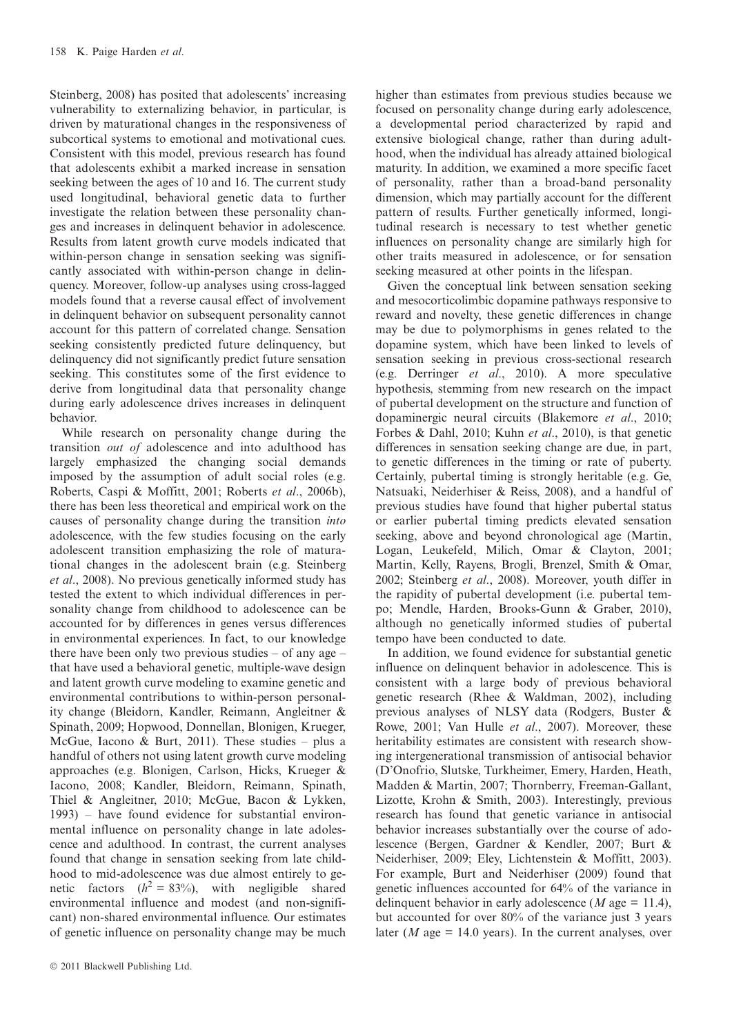Steinberg, 2008) has posited that adolescents' increasing vulnerability to externalizing behavior, in particular, is driven by maturational changes in the responsiveness of subcortical systems to emotional and motivational cues. Consistent with this model, previous research has found that adolescents exhibit a marked increase in sensation seeking between the ages of 10 and 16. The current study used longitudinal, behavioral genetic data to further investigate the relation between these personality changes and increases in delinquent behavior in adolescence. Results from latent growth curve models indicated that within-person change in sensation seeking was significantly associated with within-person change in delinquency. Moreover, follow-up analyses using cross-lagged models found that a reverse causal effect of involvement in delinquent behavior on subsequent personality cannot account for this pattern of correlated change. Sensation seeking consistently predicted future delinquency, but delinquency did not significantly predict future sensation seeking. This constitutes some of the first evidence to derive from longitudinal data that personality change during early adolescence drives increases in delinquent behavior.

While research on personality change during the transition *out of* adolescence and into adulthood has largely emphasized the changing social demands imposed by the assumption of adult social roles (e.g. Roberts, Caspi & Moffitt, 2001; Roberts *et al*., 2006b), there has been less theoretical and empirical work on the causes of personality change during the transition *into* adolescence, with the few studies focusing on the early adolescent transition emphasizing the role of maturational changes in the adolescent brain (e.g. Steinberg *et al*., 2008). No previous genetically informed study has tested the extent to which individual differences in personality change from childhood to adolescence can be accounted for by differences in genes versus differences in environmental experiences. In fact, to our knowledge there have been only two previous studies – of any age – that have used a behavioral genetic, multiple-wave design and latent growth curve modeling to examine genetic and environmental contributions to within-person personality change (Bleidorn, Kandler, Reimann, Angleitner & Spinath, 2009; Hopwood, Donnellan, Blonigen, Krueger, McGue, Iacono & Burt, 2011). These studies – plus a handful of others not using latent growth curve modeling approaches (e.g. Blonigen, Carlson, Hicks, Krueger & Iacono, 2008; Kandler, Bleidorn, Reimann, Spinath, Thiel & Angleitner, 2010; McGue, Bacon & Lykken, 1993) – have found evidence for substantial environmental influence on personality change in late adolescence and adulthood. In contrast, the current analyses found that change in sensation seeking from late childhood to mid-adolescence was due almost entirely to genetic factors ($h^2 = 83\%$), with negligible shared environmental influence and modest (and non-significant) non-shared environmental influence. Our estimates of genetic influence on personality change may be much higher than estimates from previous studies because we focused on personality change during early adolescence, a developmental period characterized by rapid and extensive biological change, rather than during adulthood, when the individual has already attained biological maturity. In addition, we examined a more specific facet of personality, rather than a broad-band personality dimension, which may partially account for the different pattern of results. Further genetically informed, longitudinal research is necessary to test whether genetic influences on personality change are similarly high for other traits measured in adolescence, or for sensation seeking measured at other points in the lifespan.

Given the conceptual link between sensation seeking and mesocorticolimbic dopamine pathways responsive to reward and novelty, these genetic differences in change may be due to polymorphisms in genes related to the dopamine system, which have been linked to levels of sensation seeking in previous cross-sectional research (e.g. Derringer *et al*., 2010). A more speculative hypothesis, stemming from new research on the impact of pubertal development on the structure and function of dopaminergic neural circuits (Blakemore *et al*., 2010; Forbes & Dahl, 2010; Kuhn *et al*., 2010), is that genetic differences in sensation seeking change are due, in part, to genetic differences in the timing or rate of puberty. Certainly, pubertal timing is strongly heritable (e.g. Ge, Natsuaki, Neiderhiser & Reiss, 2008), and a handful of previous studies have found that higher pubertal status or earlier pubertal timing predicts elevated sensation seeking, above and beyond chronological age (Martin, Logan, Leukefeld, Milich, Omar & Clayton, 2001; Martin, Kelly, Rayens, Brogli, Brenzel, Smith & Omar, 2002; Steinberg *et al*., 2008). Moreover, youth differ in the rapidity of pubertal development (i.e. pubertal tempo; Mendle, Harden, Brooks-Gunn & Graber, 2010), although no genetically informed studies of pubertal tempo have been conducted to date.

In addition, we found evidence for substantial genetic influence on delinquent behavior in adolescence. This is consistent with a large body of previous behavioral genetic research (Rhee & Waldman, 2002), including previous analyses of NLSY data (Rodgers, Buster & Rowe, 2001; Van Hulle *et al*., 2007). Moreover, these heritability estimates are consistent with research showing intergenerational transmission of antisocial behavior (D'Onofrio, Slutske, Turkheimer, Emery, Harden, Heath, Madden & Martin, 2007; Thornberry, Freeman-Gallant, Lizotte, Krohn & Smith, 2003). Interestingly, previous research has found that genetic variance in antisocial behavior increases substantially over the course of adolescence (Bergen, Gardner & Kendler, 2007; Burt & Neiderhiser, 2009; Eley, Lichtenstein & Moffitt, 2003). For example, Burt and Neiderhiser (2009) found that genetic influences accounted for 64% of the variance in delinquent behavior in early adolescence (*M* age = 11.4), but accounted for over 80% of the variance just 3 years later (*M* age = 14.0 years). In the current analyses, over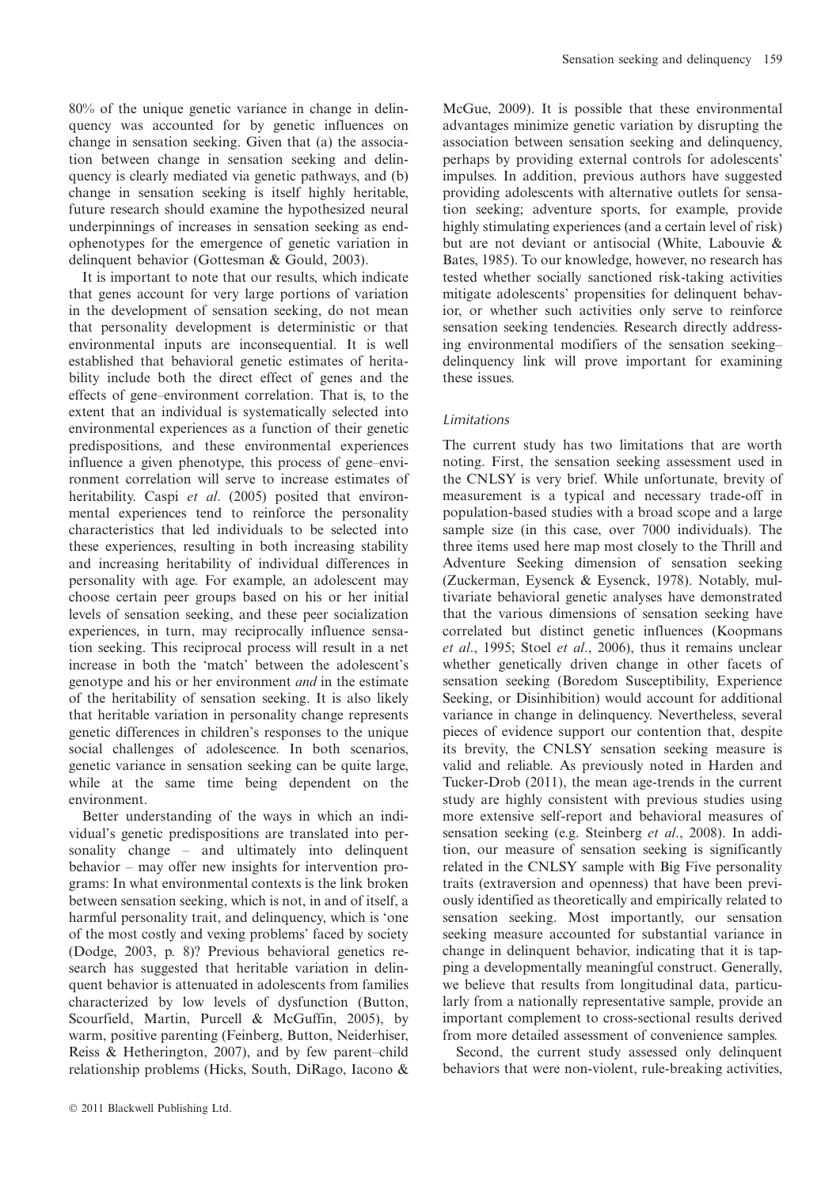80% of the unique genetic variance in change in delinquency was accounted for by genetic influences on change in sensation seeking. Given that (a) the association between change in sensation seeking and delinquency is clearly mediated via genetic pathways, and (b) change in sensation seeking is itself highly heritable, future research should examine the hypothesized neural underpinnings of increases in sensation seeking as endophenotypes for the emergence of genetic variation in delinquent behavior (Gottesman & Gould, 2003).

It is important to note that our results, which indicate that genes account for very large portions of variation in the development of sensation seeking, do not mean that personality development is deterministic or that environmental inputs are inconsequential. It is well established that behavioral genetic estimates of heritability include both the direct effect of genes and the effects of gene–environment correlation. That is, to the extent that an individual is systematically selected into environmental experiences as a function of their genetic predispositions, and these environmental experiences influence a given phenotype, this process of gene–environment correlation will serve to increase estimates of heritability. Caspi *et al*. (2005) posited that environmental experiences tend to reinforce the personality characteristics that led individuals to be selected into these experiences, resulting in both increasing stability and increasing heritability of individual differences in personality with age. For example, an adolescent may choose certain peer groups based on his or her initial levels of sensation seeking, and these peer socialization experiences, in turn, may reciprocally influence sensation seeking. This reciprocal process will result in a net increase in both the 'match' between the adolescent's genotype and his or her environment *and* in the estimate of the heritability of sensation seeking. It is also likely that heritable variation in personality change represents genetic differences in children's responses to the unique social challenges of adolescence. In both scenarios, genetic variance in sensation seeking can be quite large, while at the same time being dependent on the environment.

Better understanding of the ways in which an individual's genetic predispositions are translated into personality change – and ultimately into delinquent behavior – may offer new insights for intervention programs: In what environmental contexts is the link broken between sensation seeking, which is not, in and of itself, a harmful personality trait, and delinquency, which is 'one of the most costly and vexing problems' faced by society (Dodge, 2003, p. 8)? Previous behavioral genetics research has suggested that heritable variation in delinquent behavior is attenuated in adolescents from families characterized by low levels of dysfunction (Button, Scourfield, Martin, Purcell & McGuffin, 2005), by warm, positive parenting (Feinberg, Button, Neiderhiser, Reiss & Hetherington, 2007), and by few parent–child relationship problems (Hicks, South, DiRago, Iacono & McGue, 2009). It is possible that these environmental advantages minimize genetic variation by disrupting the association between sensation seeking and delinquency, perhaps by providing external controls for adolescents' impulses. In addition, previous authors have suggested providing adolescents with alternative outlets for sensation seeking; adventure sports, for example, provide highly stimulating experiences (and a certain level of risk) but are not deviant or antisocial (White, Labouvie & Bates, 1985). To our knowledge, however, no research has tested whether socially sanctioned risk-taking activities mitigate adolescents' propensities for delinquent behavior, or whether such activities only serve to reinforce sensation seeking tendencies. Research directly addressing environmental modifiers of the sensation seeking–delinquency link will prove important for examining these issues.

### Limitations

The current study has two limitations that are worth noting. First, the sensation seeking assessment used in the CNLSY is very brief. While unfortunate, brevity of measurement is a typical and necessary trade-off in population-based studies with a broad scope and a large sample size (in this case, over 7000 individuals). The three items used here map most closely to the Thrill and Adventure Seeking dimension of sensation seeking (Zuckerman, Eysenck & Eysenck, 1978). Notably, multivariate behavioral genetic analyses have demonstrated that the various dimensions of sensation seeking have correlated but distinct genetic influences (Koopmans *et al*., 1995; Stoel *et al*., 2006), thus it remains unclear whether genetically driven change in other facets of sensation seeking (Boredom Susceptibility, Experience Seeking, or Disinhibition) would account for additional variance in change in delinquency. Nevertheless, several pieces of evidence support our contention that, despite its brevity, the CNLSY sensation seeking measure is valid and reliable. As previously noted in Harden and Tucker-Drob (2011), the mean age-trends in the current study are highly consistent with previous studies using more extensive self-report and behavioral measures of sensation seeking (e.g. Steinberg *et al*., 2008). In addition, our measure of sensation seeking is significantly related in the CNLSY sample with Big Five personality traits (extraversion and openness) that have been previously identified as theoretically and empirically related to sensation seeking. Most importantly, our sensation seeking measure accounted for substantial variance in change in delinquent behavior, indicating that it is tapping a developmentally meaningful construct. Generally, we believe that results from longitudinal data, particularly from a nationally representative sample, provide an important complement to cross-sectional results derived from more detailed assessment of convenience samples.

Second, the current study assessed only delinquent behaviors that were non-violent, rule-breaking activities,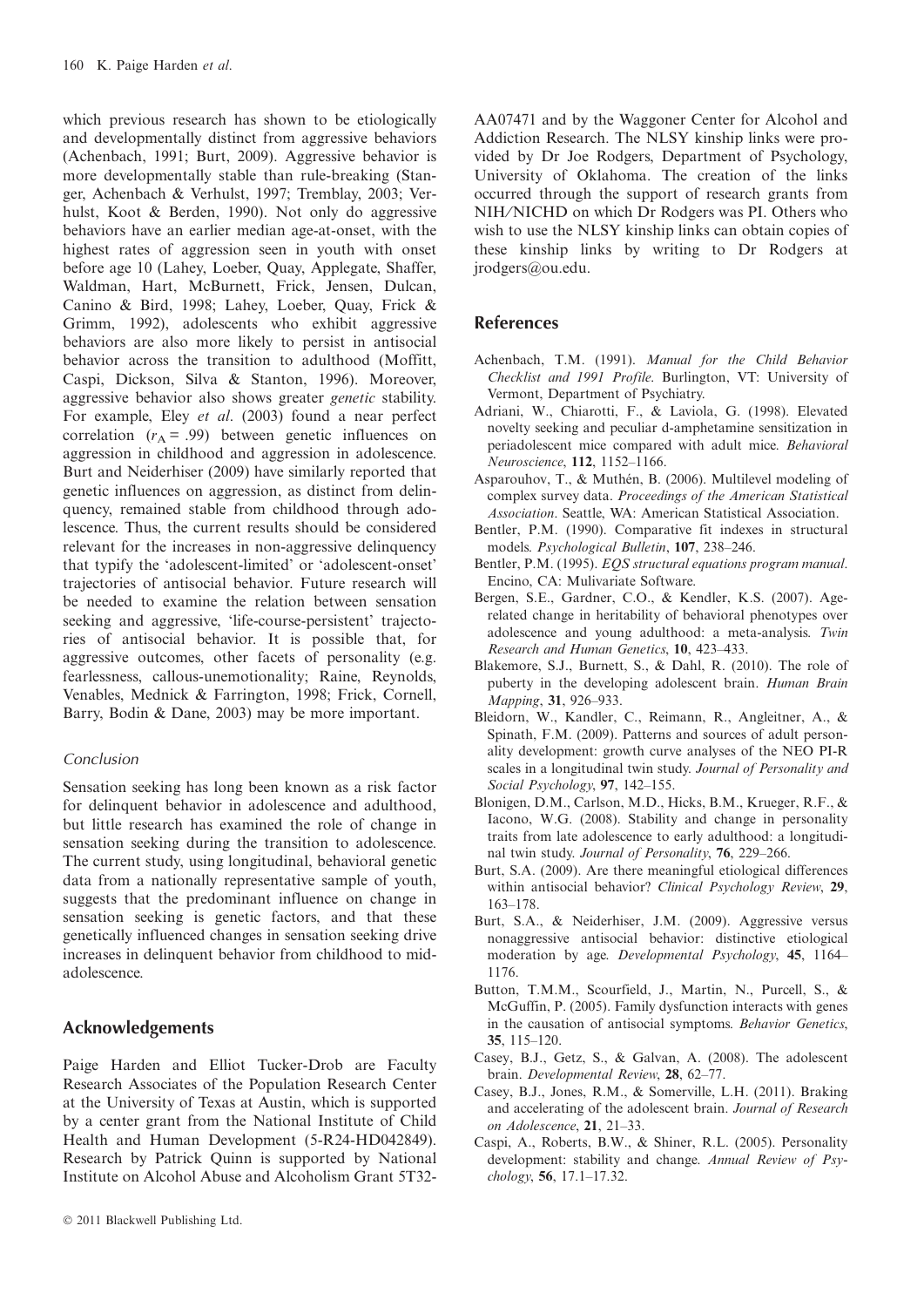which previous research has shown to be etiologically and developmentally distinct from aggressive behaviors (Achenbach, 1991; Burt, 2009). Aggressive behavior is more developmentally stable than rule-breaking (Stanger, Achenbach & Verhulst, 1997; Tremblay, 2003; Verhulst, Koot & Berden, 1990). Not only do aggressive behaviors have an earlier median age-at-onset, with the highest rates of aggression seen in youth with onset before age 10 (Lahey, Loeber, Quay, Applegate, Shaffer, Waldman, Hart, McBurnett, Frick, Jensen, Dulcan, Canino & Bird, 1998; Lahey, Loeber, Quay, Frick & Grimm, 1992), adolescents who exhibit aggressive behaviors are also more likely to persist in antisocial behavior across the transition to adulthood (Moffitt, Caspi, Dickson, Silva & Stanton, 1996). Moreover, aggressive behavior also shows greater *genetic* stability. For example, Eley *et al*. (2003) found a near perfect correlation ($r_A = .99$) between genetic influences on aggression in childhood and aggression in adolescence. Burt and Neiderhiser (2009) have similarly reported that genetic influences on aggression, as distinct from delinquency, remained stable from childhood through adolescence. Thus, the current results should be considered relevant for the increases in non-aggressive delinquency that typify the 'adolescent-limited' or 'adolescent-onset' trajectories of antisocial behavior. Future research will be needed to examine the relation between sensation seeking and aggressive, 'life-course-persistent' trajectories of antisocial behavior. It is possible that, for aggressive outcomes, other facets of personality (e.g. fearlessness, callous-unemotionality; Raine, Reynolds, Venables, Mednick & Farrington, 1998; Frick, Cornell, Barry, Bodin & Dane, 2003) may be more important.

### Conclusion

Sensation seeking has long been known as a risk factor for delinquent behavior in adolescence and adulthood, but little research has examined the role of change in sensation seeking during the transition to adolescence. The current study, using longitudinal, behavioral genetic data from a nationally representative sample of youth, suggests that the predominant influence on change in sensation seeking is genetic factors, and that these genetically influenced changes in sensation seeking drive increases in delinquent behavior from childhood to mid-adolescence.

## Acknowledgements

Paige Harden and Elliot Tucker-Drob are Faculty Research Associates of the Population Research Center at the University of Texas at Austin, which is supported by a center grant from the National Institute of Child Health and Human Development (5-R24-HD042849). Research by Patrick Quinn is supported by National Institute on Alcohol Abuse and Alcoholism Grant 5T32-AA07471 and by the Waggoner Center for Alcohol and Addiction Research. The NLSY kinship links were provided by Dr Joe Rodgers, Department of Psychology, University of Oklahoma. The creation of the links occurred through the support of research grants from NIH/NICHD on which Dr Rodgers was PI. Others who wish to use the NLSY kinship links can obtain copies of these kinship links by writing to Dr Rodgers at jrodgers@ou.edu.

## References

Achenbach, T.M. (1991). *Manual for the Child Behavior Checklist and 1991 Profile*. Burlington, VT: University of Vermont, Department of Psychiatry.

Adriani, W., Chiarotti, F., & Laviola, G. (1998). Elevated novelty seeking and peculiar d-amphetamine sensitization in periadolescent mice compared with adult mice. *Behavioral Neuroscience*, **112**, 1152–1166.

Asparouhov, T., & Muthén, B. (2006). Multilevel modeling of complex survey data. *Proceedings of the American Statistical Association*. Seattle, WA: American Statistical Association.

Bentler, P.M. (1990). Comparative fit indexes in structural models. *Psychological Bulletin*, **107**, 238–246.

Bentler, P.M. (1995). *EQS structural equations program manual*. Encino, CA: Mulivariate Software.

Bergen, S.E., Gardner, C.O., & Kendler, K.S. (2007). Age-related change in heritability of behavioral phenotypes over adolescence and young adulthood: a meta-analysis. *Twin Research and Human Genetics*, **10**, 423–433.

Blakemore, S.J., Burnett, S., & Dahl, R. (2010). The role of puberty in the developing adolescent brain. *Human Brain Mapping*, **31**, 926–933.

Bleidorn, W., Kandler, C., Reimann, R., Angleitner, A., & Spinath, F.M. (2009). Patterns and sources of adult personality development: growth curve analyses of the NEO PI-R scales in a longitudinal twin study. *Journal of Personality and Social Psychology*, **97**, 142–155.

Blonigen, D.M., Carlson, M.D., Hicks, B.M., Krueger, R.F., & Iacono, W.G. (2008). Stability and change in personality traits from late adolescence to early adulthood: a longitudinal twin study. *Journal of Personality*, **76**, 229–266.

Burt, S.A. (2009). Are there meaningful etiological differences within antisocial behavior? *Clinical Psychology Review*, **29**, 163–178.

Burt, S.A., & Neiderhiser, J.M. (2009). Aggressive versus nonaggressive antisocial behavior: distinctive etiological moderation by age. *Developmental Psychology*, **45**, 1164–1176.

Button, T.M.M., Scourfield, J., Martin, N., Purcell, S., & McGuffin, P. (2005). Family dysfunction interacts with genes in the causation of antisocial symptoms. *Behavior Genetics*, **35**, 115–120.

Casey, B.J., Getz, S., & Galvan, A. (2008). The adolescent brain. *Developmental Review*, **28**, 62–77.

Casey, B.J., Jones, R.M., & Somerville, L.H. (2011). Braking and accelerating of the adolescent brain. *Journal of Research on Adolescence*, **21**, 21–33.

Caspi, A., Roberts, B.W., & Shiner, R.L. (2005). Personality development: stability and change. *Annual Review of Psychology*, **56**, 17.1–17.32.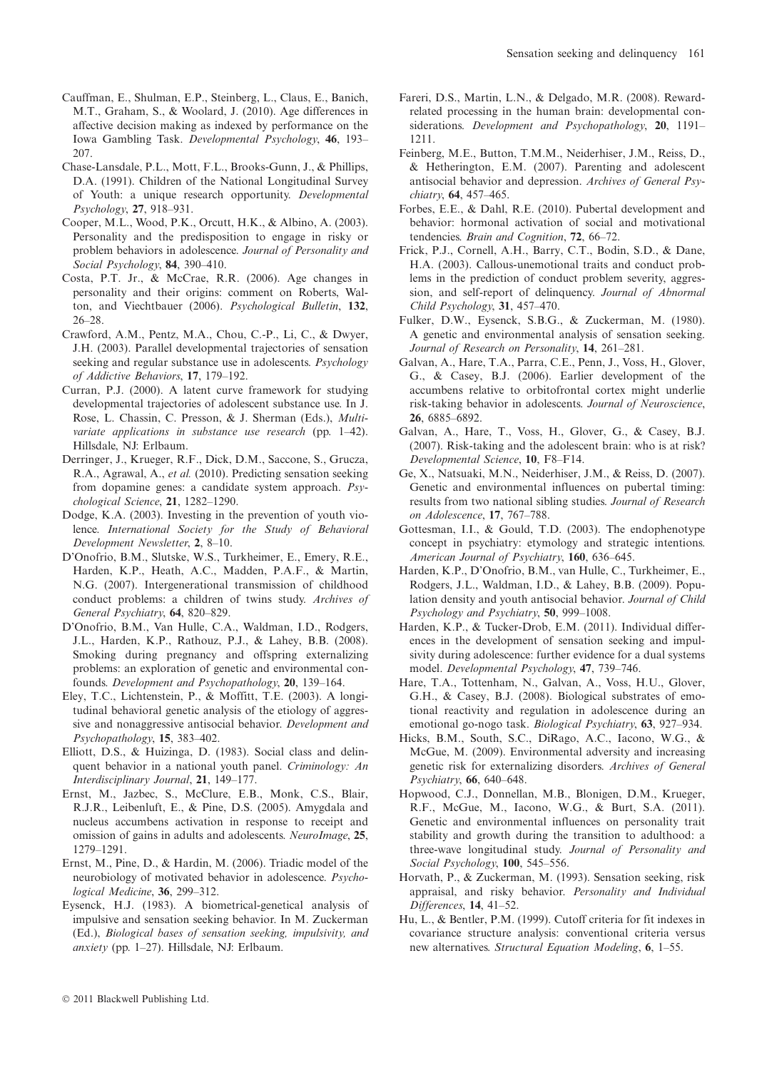Cauffman, E., Shulman, E.P., Steinberg, L., Claus, E., Banich, M.T., Graham, S., & Woolard, J. (2010). Age differences in affective decision making as indexed by performance on the Iowa Gambling Task. *Developmental Psychology*, **46**, 193–207.

Chase-Lansdale, P.L., Mott, F.L., Brooks-Gunn, J., & Phillips, D.A. (1991). Children of the National Longitudinal Survey of Youth: a unique research opportunity. *Developmental Psychology*, **27**, 918–931.

Cooper, M.L., Wood, P.K., Orcutt, H.K., & Albino, A. (2003). Personality and the predisposition to engage in risky or problem behaviors in adolescence. *Journal of Personality and Social Psychology*, **84**, 390–410.

Costa, P.T. Jr., & McCrae, R.R. (2006). Age changes in personality and their origins: comment on Roberts, Walton, and Viechtbauer (2006). *Psychological Bulletin*, **132**, 26–28.

Crawford, A.M., Pentz, M.A., Chou, C.-P., Li, C., & Dwyer, J.H. (2003). Parallel developmental trajectories of sensation seeking and regular substance use in adolescents. *Psychology of Addictive Behaviors*, **17**, 179–192.

Curran, P.J. (2000). A latent curve framework for studying developmental trajectories of adolescent substance use. In J. Rose, L. Chassin, C. Presson, & J. Sherman (Eds.), *Multivariate applications in substance use research* (pp. 1–42). Hillsdale, NJ: Erlbaum.

Derringer, J., Krueger, R.F., Dick, D.M., Saccone, S., Grucza, R.A., Agrawal, A., *et al.* (2010). Predicting sensation seeking from dopamine genes: a candidate system approach. *Psychological Science*, **21**, 1282–1290.

Dodge, K.A. (2003). Investing in the prevention of youth violence. *International Society for the Study of Behavioral Development Newsletter*, **2**, 8–10.

D'Onofrio, B.M., Slutske, W.S., Turkheimer, E., Emery, R.E., Harden, K.P., Heath, A.C., Madden, P.A.F., & Martin, N.G. (2007). Intergenerational transmission of childhood conduct problems: a children of twins study. *Archives of General Psychiatry*, **64**, 820–829.

D'Onofrio, B.M., Van Hulle, C.A., Waldman, I.D., Rodgers, J.L., Harden, K.P., Rathouz, P.J., & Lahey, B.B. (2008). Smoking during pregnancy and offspring externalizing problems: an exploration of genetic and environmental confounds. *Development and Psychopathology*, **20**, 139–164.

Eley, T.C., Lichtenstein, P., & Moffitt, T.E. (2003). A longitudinal behavioral genetic analysis of the etiology of aggressive and nonaggressive antisocial behavior. *Development and Psychopathology*, **15**, 383–402.

Elliott, D.S., & Huizinga, D. (1983). Social class and delinquent behavior in a national youth panel. *Criminology: An Interdisciplinary Journal*, **21**, 149–177.

Ernst, M., Jazbec, S., McClure, E.B., Monk, C.S., Blair, R.J.R., Leibenluft, E., & Pine, D.S. (2005). Amygdala and nucleus accumbens activation in response to receipt and omission of gains in adults and adolescents. *NeuroImage*, **25**, 1279–1291.

Ernst, M., Pine, D., & Hardin, M. (2006). Triadic model of the neurobiology of motivated behavior in adolescence. *Psychological Medicine*, **36**, 299–312.

Eysenck, H.J. (1983). A biometrical-genetical analysis of impulsive and sensation seeking behavior. In M. Zuckerman (Ed.), *Biological bases of sensation seeking, impulsivity, and anxiety* (pp. 1–27). Hillsdale, NJ: Erlbaum.

Fareri, D.S., Martin, L.N., & Delgado, M.R. (2008). Reward-related processing in the human brain: developmental considerations. *Development and Psychopathology*, **20**, 1191–1211.

Feinberg, M.E., Button, T.M.M., Neiderhiser, J.M., Reiss, D., & Hetherington, E.M. (2007). Parenting and adolescent antisocial behavior and depression. *Archives of General Psychiatry*, **64**, 457–465.

Forbes, E.E., & Dahl, R.E. (2010). Pubertal development and behavior: hormonal activation of social and motivational tendencies. *Brain and Cognition*, **72**, 66–72.

Frick, P.J., Cornell, A.H., Barry, C.T., Bodin, S.D., & Dane, H.A. (2003). Callous-unemotional traits and conduct problems in the prediction of conduct problem severity, aggression, and self-report of delinquency. *Journal of Abnormal Child Psychology*, **31**, 457–470.

Fulker, D.W., Eysenck, S.B.G., & Zuckerman, M. (1980). A genetic and environmental analysis of sensation seeking. *Journal of Research on Personality*, **14**, 261–281.

Galvan, A., Hare, T.A., Parra, C.E., Penn, J., Voss, H., Glover, G., & Casey, B.J. (2006). Earlier development of the accumbens relative to orbitofrontal cortex might underlie risk-taking behavior in adolescents. *Journal of Neuroscience*, **26**, 6885–6892.

Galvan, A., Hare, T., Voss, H., Glover, G., & Casey, B.J. (2007). Risk-taking and the adolescent brain: who is at risk? *Developmental Science*, **10**, F8–F14.

Ge, X., Natsuaki, M.N., Neiderhiser, J.M., & Reiss, D. (2007). Genetic and environmental influences on pubertal timing: results from two national sibling studies. *Journal of Research on Adolescence*, **17**, 767–788.

Gottesman, I.I., & Gould, T.D. (2003). The endophenotype concept in psychiatry: etymology and strategic intentions. *American Journal of Psychiatry*, **160**, 636–645.

Harden, K.P., D'Onofrio, B.M., van Hulle, C., Turkheimer, E., Rodgers, J.L., Waldman, I.D., & Lahey, B.B. (2009). Population density and youth antisocial behavior. *Journal of Child Psychology and Psychiatry*, **50**, 999–1008.

Harden, K.P., & Tucker-Drob, E.M. (2011). Individual differences in the development of sensation seeking and impulsivity during adolescence: further evidence for a dual systems model. *Developmental Psychology*, **47**, 739–746.

Hare, T.A., Tottenham, N., Galvan, A., Voss, H.U., Glover, G.H., & Casey, B.J. (2008). Biological substrates of emotional reactivity and regulation in adolescence during an emotional go-nogo task. *Biological Psychiatry*, **63**, 927–934.

Hicks, B.M., South, S.C., DiRago, A.C., Iacono, W.G., & McGue, M. (2009). Environmental adversity and increasing genetic risk for externalizing disorders. *Archives of General Psychiatry*, **66**, 640–648.

Hopwood, C.J., Donnellan, M.B., Blonigen, D.M., Krueger, R.F., McGue, M., Iacono, W.G., & Burt, S.A. (2011). Genetic and environmental influences on personality trait stability and growth during the transition to adulthood: a three-wave longitudinal study. *Journal of Personality and Social Psychology*, **100**, 545–556.

Horvath, P., & Zuckerman, M. (1993). Sensation seeking, risk appraisal, and risky behavior. *Personality and Individual Differences*, **14**, 41–52.

Hu, L., & Bentler, P.M. (1999). Cutoff criteria for fit indexes in covariance structure analysis: conventional criteria versus new alternatives. *Structural Equation Modeling*, **6**, 1–55.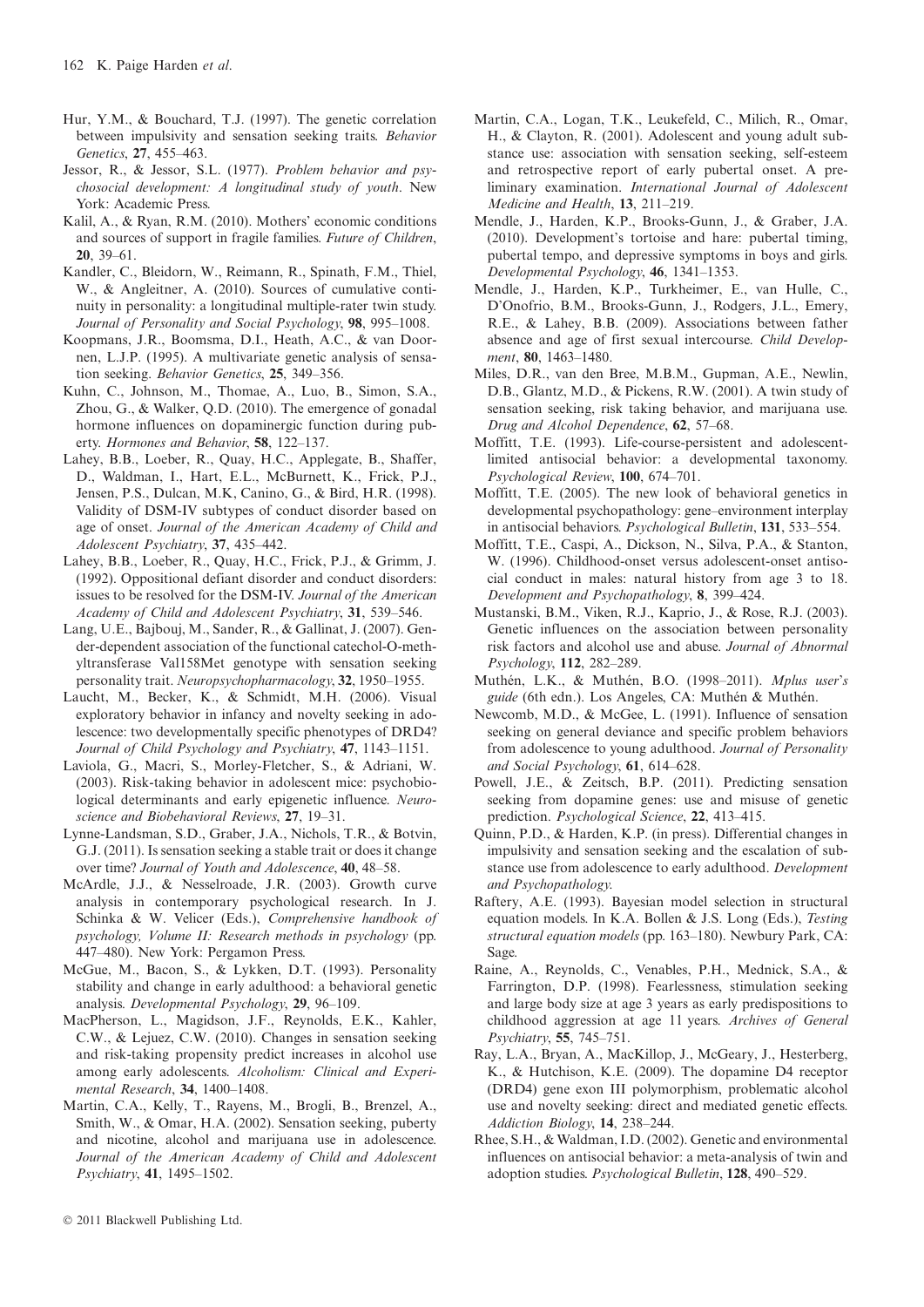Hur, Y.M., & Bouchard, T.J. (1997). The genetic correlation between impulsivity and sensation seeking traits. *Behavior Genetics*, **27**, 455–463.

Jessor, R., & Jessor, S.L. (1977). *Problem behavior and psychosocial development: A longitudinal study of youth*. New York: Academic Press.

Kalil, A., & Ryan, R.M. (2010). Mothers' economic conditions and sources of support in fragile families. *Future of Children*, **20**, 39–61.

Kandler, C., Bleidorn, W., Reimann, R., Spinath, F.M., Thiel, W., & Angleitner, A. (2010). Sources of cumulative continuity in personality: a longitudinal multiple-rater twin study. *Journal of Personality and Social Psychology*, **98**, 995–1008.

Koopmans, J.R., Boomsma, D.I., Heath, A.C., & van Doornen, L.J.P. (1995). A multivariate genetic analysis of sensation seeking. *Behavior Genetics*, **25**, 349–356.

Kuhn, C., Johnson, M., Thomae, A., Luo, B., Simon, S.A., Zhou, G., & Walker, Q.D. (2010). The emergence of gonadal hormone influences on dopaminergic function during puberty. *Hormones and Behavior*, **58**, 122–137.

Lahey, B.B., Loeber, R., Quay, H.C., Applegate, B., Shaffer, D., Waldman, I., Hart, E.L., McBurnett, K., Frick, P.J., Jensen, P.S., Dulcan, M.K, Canino, G., & Bird, H.R. (1998). Validity of DSM-IV subtypes of conduct disorder based on age of onset. *Journal of the American Academy of Child and Adolescent Psychiatry*, **37**, 435–442.

Lahey, B.B., Loeber, R., Quay, H.C., Frick, P.J., & Grimm, J. (1992). Oppositional defiant disorder and conduct disorders: issues to be resolved for the DSM-IV. *Journal of the American Academy of Child and Adolescent Psychiatry*, **31**, 539–546.

Lang, U.E., Bajbouj, M., Sander, R., & Gallinat, J. (2007). Gender-dependent association of the functional catechol-O-methyltransferase Val158Met genotype with sensation seeking personality trait. *Neuropsychopharmacology*, **32**, 1950–1955.

Laucht, M., Becker, K., & Schmidt, M.H. (2006). Visual exploratory behavior in infancy and novelty seeking in adolescence: two developmentally specific phenotypes of DRD4? *Journal of Child Psychology and Psychiatry*, **47**, 1143–1151.

Laviola, G., Macri, S., Morley-Fletcher, S., & Adriani, W. (2003). Risk-taking behavior in adolescent mice: psychobiological determinants and early epigenetic influence. *Neuroscience and Biobehavioral Reviews*, **27**, 19–31.

Lynne-Landsman, S.D., Graber, J.A., Nichols, T.R., & Botvin, G.J. (2011). Is sensation seeking a stable trait or does it change over time? *Journal of Youth and Adolescence*, **40**, 48–58.

McArdle, J.J., & Nesselroade, J.R. (2003). Growth curve analysis in contemporary psychological research. In J. Schinka & W. Velicer (Eds.), *Comprehensive handbook of psychology, Volume II: Research methods in psychology* (pp. 447–480). New York: Pergamon Press.

McGue, M., Bacon, S., & Lykken, D.T. (1993). Personality stability and change in early adulthood: a behavioral genetic analysis. *Developmental Psychology*, **29**, 96–109.

MacPherson, L., Magidson, J.F., Reynolds, E.K., Kahler, C.W., & Lejuez, C.W. (2010). Changes in sensation seeking and risk-taking propensity predict increases in alcohol use among early adolescents. *Alcoholism: Clinical and Experimental Research*, **34**, 1400–1408.

Martin, C.A., Kelly, T., Rayens, M., Brogli, B., Brenzel, A., Smith, W., & Omar, H.A. (2002). Sensation seeking, puberty and nicotine, alcohol and marijuana use in adolescence. *Journal of the American Academy of Child and Adolescent Psychiatry*, **41**, 1495–1502.

Martin, C.A., Logan, T.K., Leukefeld, C., Milich, R., Omar, H., & Clayton, R. (2001). Adolescent and young adult substance use: association with sensation seeking, self-esteem and retrospective report of early pubertal onset. A preliminary examination. *International Journal of Adolescent Medicine and Health*, **13**, 211–219.

Mendle, J., Harden, K.P., Brooks-Gunn, J., & Graber, J.A. (2010). Development's tortoise and hare: pubertal timing, pubertal tempo, and depressive symptoms in boys and girls. *Developmental Psychology*, **46**, 1341–1353.

Mendle, J., Harden, K.P., Turkheimer, E., van Hulle, C., D'Onofrio, B.M., Brooks-Gunn, J., Rodgers, J.L., Emery, R.E., & Lahey, B.B. (2009). Associations between father absence and age of first sexual intercourse. *Child Development*, **80**, 1463–1480.

Miles, D.R., van den Bree, M.B.M., Gupman, A.E., Newlin, D.B., Glantz, M.D., & Pickens, R.W. (2001). A twin study of sensation seeking, risk taking behavior, and marijuana use. *Drug and Alcohol Dependence*, **62**, 57–68.

Moffitt, T.E. (1993). Life-course-persistent and adolescent-limited antisocial behavior: a developmental taxonomy. *Psychological Review*, **100**, 674–701.

Moffitt, T.E. (2005). The new look of behavioral genetics in developmental psychopathology: gene–environment interplay in antisocial behaviors. *Psychological Bulletin*, **131**, 533–554.

Moffitt, T.E., Caspi, A., Dickson, N., Silva, P.A., & Stanton, W. (1996). Childhood-onset versus adolescent-onset antisocial conduct in males: natural history from age 3 to 18. *Development and Psychopathology*, **8**, 399–424.

Mustanski, B.M., Viken, R.J., Kaprio, J., & Rose, R.J. (2003). Genetic influences on the association between personality risk factors and alcohol use and abuse. *Journal of Abnormal Psychology*, **112**, 282–289.

Muthén, L.K., & Muthén, B.O. (1998–2011). *Mplus user's guide* (6th edn.). Los Angeles, CA: Muthén & Muthén.

Newcomb, M.D., & McGee, L. (1991). Influence of sensation seeking on general deviance and specific problem behaviors from adolescence to young adulthood. *Journal of Personality and Social Psychology*, **61**, 614–628.

Powell, J.E., & Zeitsch, B.P. (2011). Predicting sensation seeking from dopamine genes: use and misuse of genetic prediction. *Psychological Science*, **22**, 413–415.

Quinn, P.D., & Harden, K.P. (in press). Differential changes in impulsivity and sensation seeking and the escalation of substance use from adolescence to early adulthood. *Development and Psychopathology*.

Raftery, A.E. (1993). Bayesian model selection in structural equation models. In K.A. Bollen & J.S. Long (Eds.), *Testing structural equation models* (pp. 163–180). Newbury Park, CA: Sage.

Raine, A., Reynolds, C., Venables, P.H., Mednick, S.A., & Farrington, D.P. (1998). Fearlessness, stimulation seeking and large body size at age 3 years as early predispositions to childhood aggression at age 11 years. *Archives of General Psychiatry*, **55**, 745–751.

Ray, L.A., Bryan, A., MacKillop, J., McGeary, J., Hesterberg, K., & Hutchison, K.E. (2009). The dopamine D4 receptor (DRD4) gene exon III polymorphism, problematic alcohol use and novelty seeking: direct and mediated genetic effects. *Addiction Biology*, **14**, 238–244.

Rhee, S.H., & Waldman, I.D. (2002). Genetic and environmental influences on antisocial behavior: a meta-analysis of twin and adoption studies. *Psychological Bulletin*, **128**, 490–529.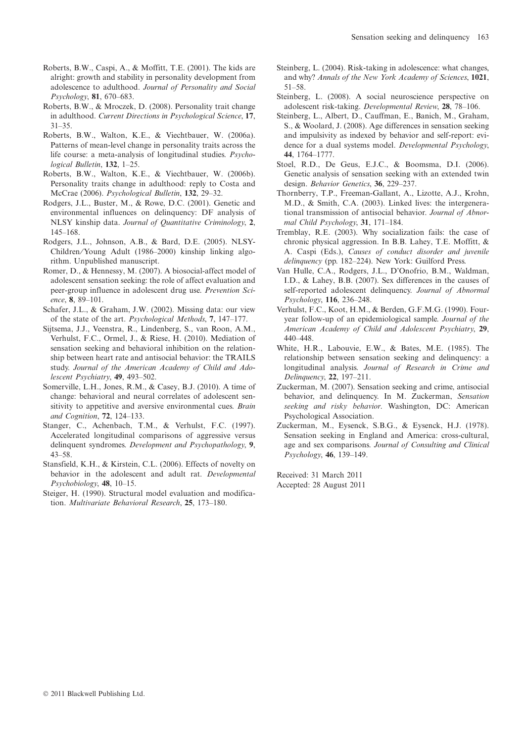Roberts, B.W., Caspi, A., & Moffitt, T.E. (2001). The kids are alright: growth and stability in personality development from adolescence to adulthood. *Journal of Personality and Social Psychology*, **81**, 670–683.

Roberts, B.W., & Mroczek, D. (2008). Personality trait change in adulthood. *Current Directions in Psychological Science*, **17**, 31–35.

Roberts, B.W., Walton, K.E., & Viechtbauer, W. (2006a). Patterns of mean-level change in personality traits across the life course: a meta-analysis of longitudinal studies. *Psychological Bulletin*, **132**, 1–25.

Roberts, B.W., Walton, K.E., & Viechtbauer, W. (2006b). Personality traits change in adulthood: reply to Costa and McCrae (2006). *Psychological Bulletin*, **132**, 29–32.

Rodgers, J.L., Buster, M., & Rowe, D.C. (2001). Genetic and environmental influences on delinquency: DF analysis of NLSY kinship data. *Journal of Quantitative Criminology*, **2**, 145–168.

Rodgers, J.L., Johnson, A.B., & Bard, D.E. (2005). NLSY-Children/Young Adult (1986–2000) kinship linking algorithm. Unpublished manuscript.

Romer, D., & Hennessy, M. (2007). A biosocial-affect model of adolescent sensation seeking: the role of affect evaluation and peer-group influence in adolescent drug use. *Prevention Science*, **8**, 89–101.

Schafer, J.L., & Graham, J.W. (2002). Missing data: our view of the state of the art. *Psychological Methods*, **7**, 147–177.

Sijtsema, J.J., Veenstra, R., Lindenberg, S., van Roon, A.M., Verhulst, F.C., Ormel, J., & Riese, H. (2010). Mediation of sensation seeking and behavioral inhibition on the relationship between heart rate and antisocial behavior: the TRAILS study. *Journal of the American Academy of Child and Adolescent Psychiatry*, **49**, 493–502.

Somerville, L.H., Jones, R.M., & Casey, B.J. (2010). A time of change: behavioral and neural correlates of adolescent sensitivity to appetitive and aversive environmental cues. *Brain and Cognition*, **72**, 124–133.

Stanger, C., Achenbach, T.M., & Verhulst, F.C. (1997). Accelerated longitudinal comparisons of aggressive versus delinquent syndromes. *Development and Psychopathology*, **9**, 43–58.

Stansfield, K.H., & Kirstein, C.L. (2006). Effects of novelty on behavior in the adolescent and adult rat. *Developmental Psychobiology*, **48**, 10–15.

Steiger, H. (1990). Structural model evaluation and modification. *Multivariate Behavioral Research*, **25**, 173–180.

Steinberg, L. (2004). Risk-taking in adolescence: what changes, and why? *Annals of the New York Academy of Sciences*, **1021**, 51–58.

Steinberg, L. (2008). A social neuroscience perspective on adolescent risk-taking. *Developmental Review*, **28**, 78–106.

Steinberg, L., Albert, D., Cauffman, E., Banich, M., Graham, S., & Woolard, J. (2008). Age differences in sensation seeking and impulsivity as indexed by behavior and self-report: evidence for a dual systems model. *Developmental Psychology*, **44**, 1764–1777.

Stoel, R.D., De Geus, E.J.C., & Boomsma, D.I. (2006). Genetic analysis of sensation seeking with an extended twin design. *Behavior Genetics*, **36**, 229–237.

Thornberry, T.P., Freeman-Gallant, A., Lizotte, A.J., Krohn, M.D., & Smith, C.A. (2003). Linked lives: the intergenerational transmission of antisocial behavior. *Journal of Abnormal Child Psychology*, **31**, 171–184.

Tremblay, R.E. (2003). Why socialization fails: the case of chronic physical aggression. In B.B. Lahey, T.E. Moffitt, & A. Caspi (Eds.), *Causes of conduct disorder and juvenile delinquency* (pp. 182–224). New York: Guilford Press.

Van Hulle, C.A., Rodgers, J.L., D'Onofrio, B.M., Waldman, I.D., & Lahey, B.B. (2007). Sex differences in the causes of self-reported adolescent delinquency. *Journal of Abnormal Psychology*, **116**, 236–248.

Verhulst, F.C., Koot, H.M., & Berden, G.F.M.G. (1990). Four-year follow-up of an epidemiological sample. *Journal of the American Academy of Child and Adolescent Psychiatry*, **29**, 440–448.

White, H.R., Labouvie, E.W., & Bates, M.E. (1985). The relationship between sensation seeking and delinquency: a longitudinal analysis. *Journal of Research in Crime and Delinquency*, **22**, 197–211.

Zuckerman, M. (2007). Sensation seeking and crime, antisocial behavior, and delinquency. In M. Zuckerman, *Sensation seeking and risky behavior*. Washington, DC: American Psychological Association.

Zuckerman, M., Eysenck, S.B.G., & Eysenck, H.J. (1978). Sensation seeking in England and America: cross-cultural, age and sex comparisons. *Journal of Consulting and Clinical Psychology*, **46**, 139–149.

Received: 31 March 2011
Accepted: 28 August 2011

© 2011 Blackwell Publishing Ltd.